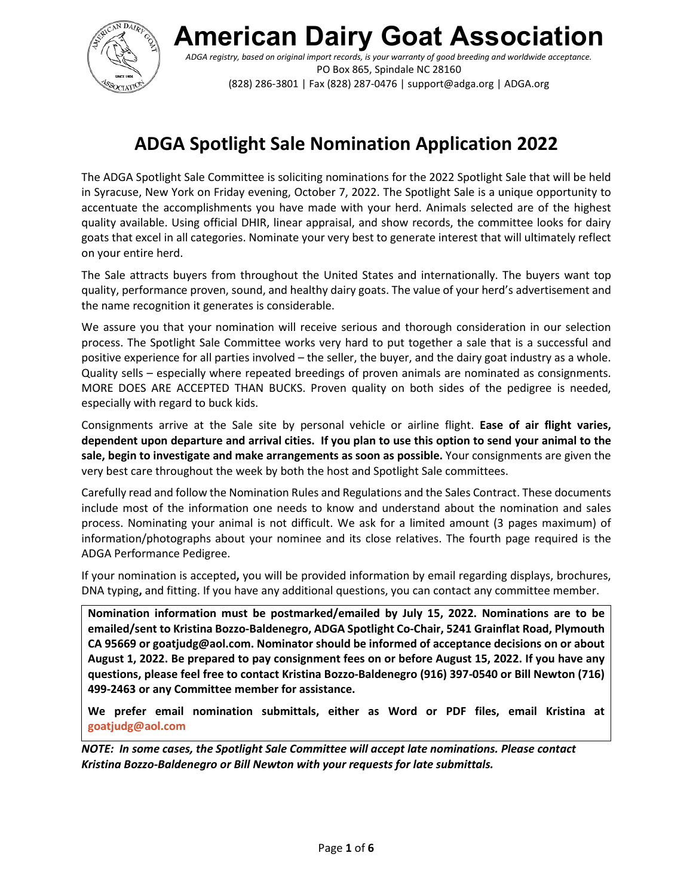# American Dairy Goat Association

*ADGA registry, based on original import records, is your warranty of good breeding and worldwide acceptance.*
PO Box 865, Spindale NC 28160
(828) 286-3801 | Fax (828) 287-0476 | support@adga.org | ADGA.org

## ADGA Spotlight Sale Nomination Application 2022

The ADGA Spotlight Sale Committee is soliciting nominations for the 2022 Spotlight Sale that will be held in Syracuse, New York on Friday evening, October 7, 2022. The Spotlight Sale is a unique opportunity to accentuate the accomplishments you have made with your herd. Animals selected are of the highest quality available. Using official DHIR, linear appraisal, and show records, the committee looks for dairy goats that excel in all categories. Nominate your very best to generate interest that will ultimately reflect on your entire herd.

The Sale attracts buyers from throughout the United States and internationally. The buyers want top quality, performance proven, sound, and healthy dairy goats. The value of your herd's advertisement and the name recognition it generates is considerable.

We assure you that your nomination will receive serious and thorough consideration in our selection process. The Spotlight Sale Committee works very hard to put together a sale that is a successful and positive experience for all parties involved – the seller, the buyer, and the dairy goat industry as a whole. Quality sells – especially where repeated breedings of proven animals are nominated as consignments. MORE DOES ARE ACCEPTED THAN BUCKS. Proven quality on both sides of the pedigree is needed, especially with regard to buck kids.

Consignments arrive at the Sale site by personal vehicle or airline flight. **Ease of air flight varies, dependent upon departure and arrival cities. If you plan to use this option to send your animal to the sale, begin to investigate and make arrangements as soon as possible.** Your consignments are given the very best care throughout the week by both the host and Spotlight Sale committees.

Carefully read and follow the Nomination Rules and Regulations and the Sales Contract. These documents include most of the information one needs to know and understand about the nomination and sales process. Nominating your animal is not difficult. We ask for a limited amount (3 pages maximum) of information/photographs about your nominee and its close relatives. The fourth page required is the ADGA Performance Pedigree.

If your nomination is accepted**,** you will be provided information by email regarding displays, brochures, DNA typing**,** and fitting. If you have any additional questions, you can contact any committee member.

**Nomination information must be postmarked/emailed by July 15, 2022. Nominations are to be emailed/sent to Kristina Bozzo-Baldenegro, ADGA Spotlight Co-Chair, 5241 Grainflat Road, Plymouth CA 95669 or goatjudg@aol.com. Nominator should be informed of acceptance decisions on or about August 1, 2022. Be prepared to pay consignment fees on or before August 15, 2022. If you have any questions, please feel free to contact Kristina Bozzo-Baldenegro (916) 397-0540 or Bill Newton (716) 499-2463 or any Committee member for assistance.**

**We prefer email nomination submittals, either as Word or PDF files, email Kristina at goatjudg@aol.com**

***NOTE: In some cases, the Spotlight Sale Committee will accept late nominations. Please contact Kristina Bozzo-Baldenegro or Bill Newton with your requests for late submittals.***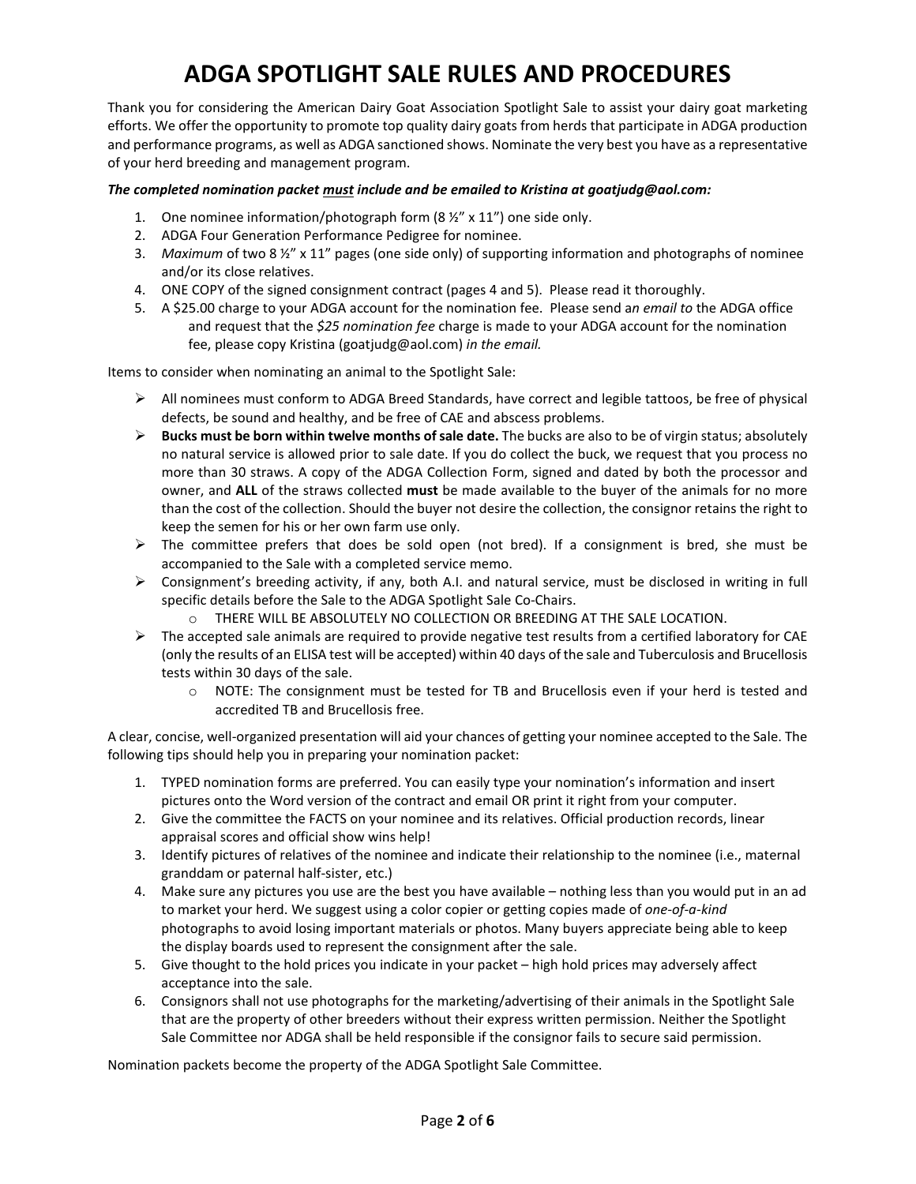# ADGA SPOTLIGHT SALE RULES AND PROCEDURES

Thank you for considering the American Dairy Goat Association Spotlight Sale to assist your dairy goat marketing efforts. We offer the opportunity to promote top quality dairy goats from herds that participate in ADGA production and performance programs, as well as ADGA sanctioned shows. Nominate the very best you have as a representative of your herd breeding and management program.

***The completed nomination packet <u>must</u> include and be emailed to Kristina at goatjudg@aol.com:***

1. One nominee information/photograph form (8 ½" x 11") one side only.
2. ADGA Four Generation Performance Pedigree for nominee.
3. *Maximum* of two 8 ½" x 11" pages (one side only) of supporting information and photographs of nominee and/or its close relatives.
4. ONE COPY of the signed consignment contract (pages 4 and 5). Please read it thoroughly.
5. A $25.00 charge to your ADGA account for the nomination fee. Please send a*n email to* the ADGA office and request that the *$25 nomination fee* charge is made to your ADGA account for the nomination fee, please copy Kristina (goatjudg@aol.com) *in the email.*

Items to consider when nominating an animal to the Spotlight Sale:

- All nominees must conform to ADGA Breed Standards, have correct and legible tattoos, be free of physical defects, be sound and healthy, and be free of CAE and abscess problems.
- **Bucks must be born within twelve months of sale date.** The bucks are also to be of virgin status; absolutely no natural service is allowed prior to sale date. If you do collect the buck, we request that you process no more than 30 straws. A copy of the ADGA Collection Form, signed and dated by both the processor and owner, and **ALL** of the straws collected **must** be made available to the buyer of the animals for no more than the cost of the collection. Should the buyer not desire the collection, the consignor retains the right to keep the semen for his or her own farm use only.
- The committee prefers that does be sold open (not bred). If a consignment is bred, she must be accompanied to the Sale with a completed service memo.
- Consignment's breeding activity, if any, both A.I. and natural service, must be disclosed in writing in full specific details before the Sale to the ADGA Spotlight Sale Co-Chairs.
  - THERE WILL BE ABSOLUTELY NO COLLECTION OR BREEDING AT THE SALE LOCATION.
- The accepted sale animals are required to provide negative test results from a certified laboratory for CAE (only the results of an ELISA test will be accepted) within 40 days of the sale and Tuberculosis and Brucellosis tests within 30 days of the sale.
  - NOTE: The consignment must be tested for TB and Brucellosis even if your herd is tested and accredited TB and Brucellosis free.

A clear, concise, well-organized presentation will aid your chances of getting your nominee accepted to the Sale. The following tips should help you in preparing your nomination packet:

1. TYPED nomination forms are preferred. You can easily type your nomination's information and insert pictures onto the Word version of the contract and email OR print it right from your computer.
2. Give the committee the FACTS on your nominee and its relatives. Official production records, linear appraisal scores and official show wins help!
3. Identify pictures of relatives of the nominee and indicate their relationship to the nominee (i.e., maternal granddam or paternal half-sister, etc.)
4. Make sure any pictures you use are the best you have available – nothing less than you would put in an ad to market your herd. We suggest using a color copier or getting copies made of *one-of-a-kind* photographs to avoid losing important materials or photos. Many buyers appreciate being able to keep the display boards used to represent the consignment after the sale.
5. Give thought to the hold prices you indicate in your packet – high hold prices may adversely affect acceptance into the sale.
6. Consignors shall not use photographs for the marketing/advertising of their animals in the Spotlight Sale that are the property of other breeders without their express written permission. Neither the Spotlight Sale Committee nor ADGA shall be held responsible if the consignor fails to secure said permission.

Nomination packets become the property of the ADGA Spotlight Sale Committee.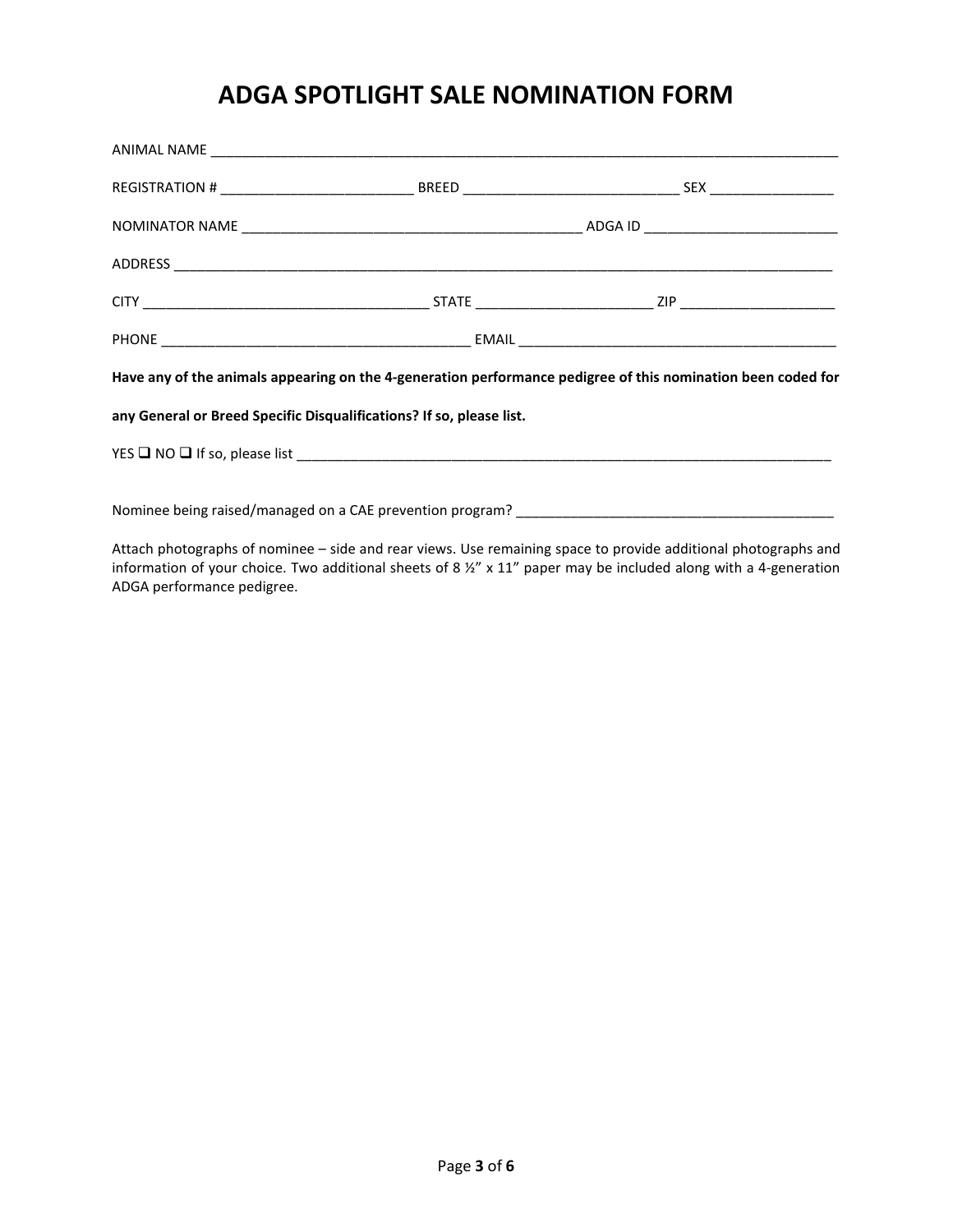# ADGA SPOTLIGHT SALE NOMINATION FORM

ANIMAL NAME ____________________________________________________________________________________

REGISTRATION # _________________________ BREED ____________________________ SEX ________________

NOMINATOR NAME ____________________________________________ ADGA ID _________________________

ADDRESS ___________________________________________________________________________________________

CITY _____________________________________ STATE _______________________ ZIP ____________________

PHONE ________________________________________ EMAIL __________________________________________

**Have any of the animals appearing on the 4-generation performance pedigree of this nomination been coded for any General or Breed Specific Disqualifications? If so, please list.**

YES ❑ NO ❑ If so, please list _________________________________________________________________________

Nominee being raised/managed on a CAE prevention program? __________________________________________

Attach photographs of nominee – side and rear views. Use remaining space to provide additional photographs and information of your choice. Two additional sheets of 8 ½" x 11" paper may be included along with a 4-generation ADGA performance pedigree.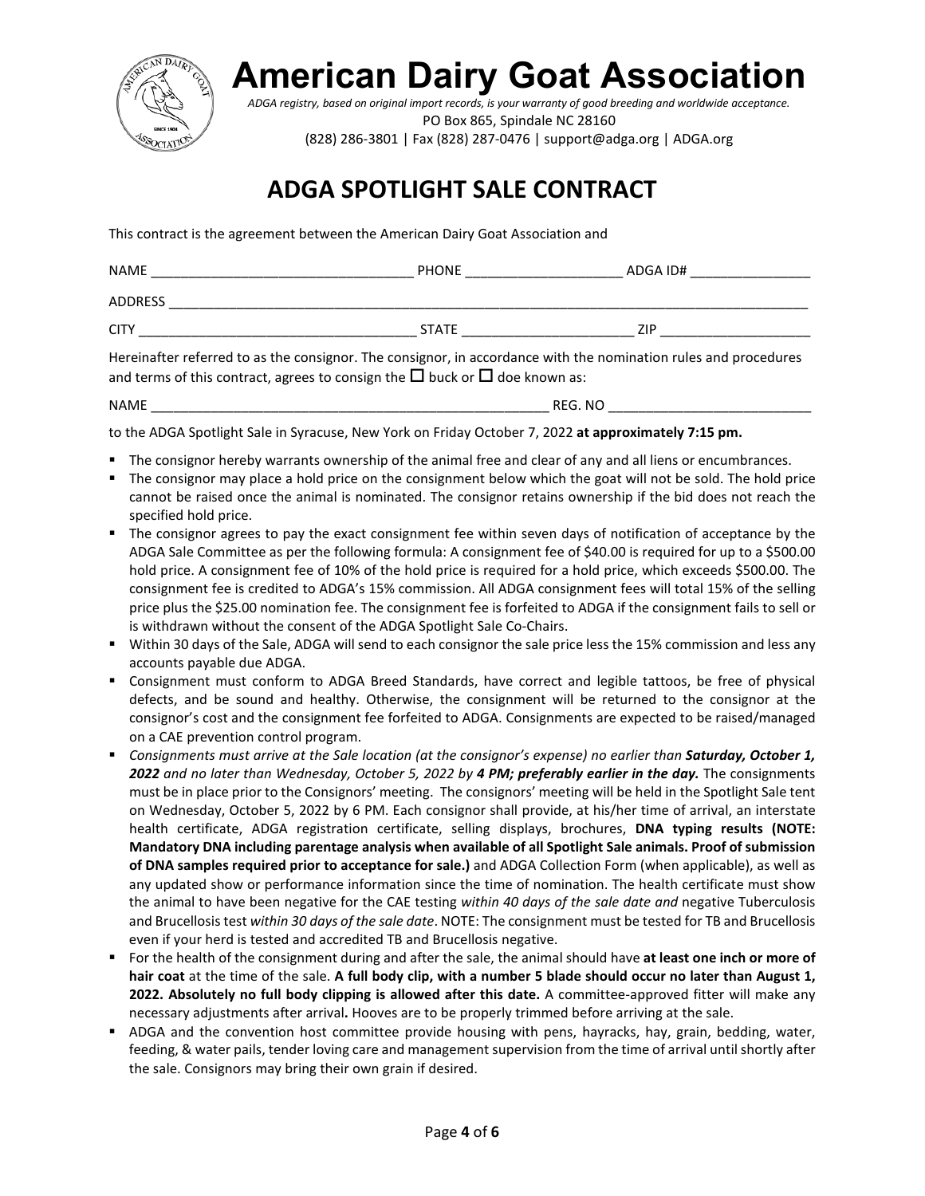# American Dairy Goat Association

*ADGA registry, based on original import records, is your warranty of good breeding and worldwide acceptance.*

PO Box 865, Spindale NC 28160

(828) 286-3801 | Fax (828) 287-0476 | support@adga.org | ADGA.org

## ADGA SPOTLIGHT SALE CONTRACT

This contract is the agreement between the American Dairy Goat Association and

NAME ______________________________ PHONE ____________________ ADGA ID# ________________

ADDRESS ________________________________________________________________________________

CITY ________________________________ STATE ______________________ ZIP ____________________

Hereinafter referred to as the consignor. The consignor, in accordance with the nomination rules and procedures and terms of this contract, agrees to consign the ☐ buck or ☐ doe known as:

NAME __________________________________________________ REG. NO __________________________

to the ADGA Spotlight Sale in Syracuse, New York on Friday October 7, 2022 **at approximately 7:15 pm.**

- The consignor hereby warrants ownership of the animal free and clear of any and all liens or encumbrances.
- The consignor may place a hold price on the consignment below which the goat will not be sold. The hold price cannot be raised once the animal is nominated. The consignor retains ownership if the bid does not reach the specified hold price.
- The consignor agrees to pay the exact consignment fee within seven days of notification of acceptance by the ADGA Sale Committee as per the following formula: A consignment fee of $40.00 is required for up to a $500.00 hold price. A consignment fee of 10% of the hold price is required for a hold price, which exceeds $500.00. The consignment fee is credited to ADGA's 15% commission. All ADGA consignment fees will total 15% of the selling price plus the $25.00 nomination fee. The consignment fee is forfeited to ADGA if the consignment fails to sell or is withdrawn without the consent of the ADGA Spotlight Sale Co-Chairs.
- Within 30 days of the Sale, ADGA will send to each consignor the sale price less the 15% commission and less any accounts payable due ADGA.
- Consignment must conform to ADGA Breed Standards, have correct and legible tattoos, be free of physical defects, and be sound and healthy. Otherwise, the consignment will be returned to the consignor at the consignor's cost and the consignment fee forfeited to ADGA. Consignments are expected to be raised/managed on a CAE prevention control program.
- *Consignments must arrive at the Sale location (at the consignor's expense) no earlier than **Saturday, October 1, 2022** and no later than Wednesday, October 5, 2022 by **4 PM; preferably earlier in the day.*** The consignments must be in place prior to the Consignors' meeting. The consignors' meeting will be held in the Spotlight Sale tent on Wednesday, October 5, 2022 by 6 PM. Each consignor shall provide, at his/her time of arrival, an interstate health certificate, ADGA registration certificate, selling displays, brochures, **DNA typing results (NOTE: Mandatory DNA including parentage analysis when available of all Spotlight Sale animals. Proof of submission of DNA samples required prior to acceptance for sale.)** and ADGA Collection Form (when applicable), as well as any updated show or performance information since the time of nomination. The health certificate must show the animal to have been negative for the CAE testing *within 40 days of the sale date and* negative Tuberculosis and Brucellosis test *within 30 days of the sale date*. NOTE: The consignment must be tested for TB and Brucellosis even if your herd is tested and accredited TB and Brucellosis negative.
- For the health of the consignment during and after the sale, the animal should have **at least one inch or more of hair coat** at the time of the sale. **A full body clip, with a number 5 blade should occur no later than August 1, 2022. Absolutely no full body clipping is allowed after this date.** A committee-approved fitter will make any necessary adjustments after arrival**.** Hooves are to be properly trimmed before arriving at the sale.
- ADGA and the convention host committee provide housing with pens, hayracks, hay, grain, bedding, water, feeding, & water pails, tender loving care and management supervision from the time of arrival until shortly after the sale. Consignors may bring their own grain if desired.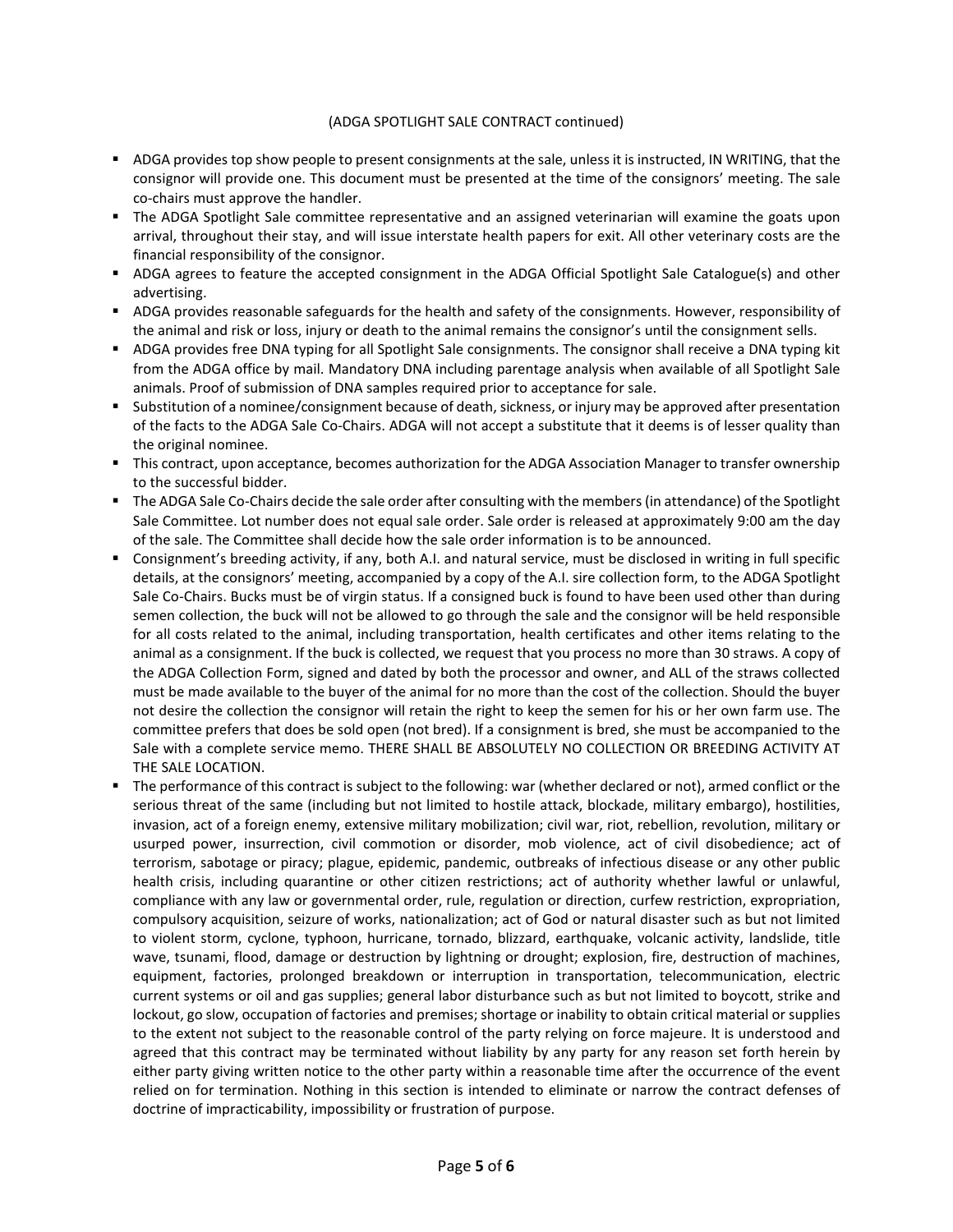(ADGA SPOTLIGHT SALE CONTRACT continued)

- ADGA provides top show people to present consignments at the sale, unless it is instructed, IN WRITING, that the consignor will provide one. This document must be presented at the time of the consignors' meeting. The sale co-chairs must approve the handler.
- The ADGA Spotlight Sale committee representative and an assigned veterinarian will examine the goats upon arrival, throughout their stay, and will issue interstate health papers for exit. All other veterinary costs are the financial responsibility of the consignor.
- ADGA agrees to feature the accepted consignment in the ADGA Official Spotlight Sale Catalogue(s) and other advertising.
- ADGA provides reasonable safeguards for the health and safety of the consignments. However, responsibility of the animal and risk or loss, injury or death to the animal remains the consignor's until the consignment sells.
- ADGA provides free DNA typing for all Spotlight Sale consignments. The consignor shall receive a DNA typing kit from the ADGA office by mail. Mandatory DNA including parentage analysis when available of all Spotlight Sale animals. Proof of submission of DNA samples required prior to acceptance for sale.
- Substitution of a nominee/consignment because of death, sickness, or injury may be approved after presentation of the facts to the ADGA Sale Co-Chairs. ADGA will not accept a substitute that it deems is of lesser quality than the original nominee.
- This contract, upon acceptance, becomes authorization for the ADGA Association Manager to transfer ownership to the successful bidder.
- The ADGA Sale Co-Chairs decide the sale order after consulting with the members (in attendance) of the Spotlight Sale Committee. Lot number does not equal sale order. Sale order is released at approximately 9:00 am the day of the sale. The Committee shall decide how the sale order information is to be announced.
- Consignment's breeding activity, if any, both A.I. and natural service, must be disclosed in writing in full specific details, at the consignors' meeting, accompanied by a copy of the A.I. sire collection form, to the ADGA Spotlight Sale Co-Chairs. Bucks must be of virgin status. If a consigned buck is found to have been used other than during semen collection, the buck will not be allowed to go through the sale and the consignor will be held responsible for all costs related to the animal, including transportation, health certificates and other items relating to the animal as a consignment. If the buck is collected, we request that you process no more than 30 straws. A copy of the ADGA Collection Form, signed and dated by both the processor and owner, and ALL of the straws collected must be made available to the buyer of the animal for no more than the cost of the collection. Should the buyer not desire the collection the consignor will retain the right to keep the semen for his or her own farm use. The committee prefers that does be sold open (not bred). If a consignment is bred, she must be accompanied to the Sale with a complete service memo. THERE SHALL BE ABSOLUTELY NO COLLECTION OR BREEDING ACTIVITY AT THE SALE LOCATION.
- The performance of this contract is subject to the following: war (whether declared or not), armed conflict or the serious threat of the same (including but not limited to hostile attack, blockade, military embargo), hostilities, invasion, act of a foreign enemy, extensive military mobilization; civil war, riot, rebellion, revolution, military or usurped power, insurrection, civil commotion or disorder, mob violence, act of civil disobedience; act of terrorism, sabotage or piracy; plague, epidemic, pandemic, outbreaks of infectious disease or any other public health crisis, including quarantine or other citizen restrictions; act of authority whether lawful or unlawful, compliance with any law or governmental order, rule, regulation or direction, curfew restriction, expropriation, compulsory acquisition, seizure of works, nationalization; act of God or natural disaster such as but not limited to violent storm, cyclone, typhoon, hurricane, tornado, blizzard, earthquake, volcanic activity, landslide, title wave, tsunami, flood, damage or destruction by lightning or drought; explosion, fire, destruction of machines, equipment, factories, prolonged breakdown or interruption in transportation, telecommunication, electric current systems or oil and gas supplies; general labor disturbance such as but not limited to boycott, strike and lockout, go slow, occupation of factories and premises; shortage or inability to obtain critical material or supplies to the extent not subject to the reasonable control of the party relying on force majeure. It is understood and agreed that this contract may be terminated without liability by any party for any reason set forth herein by either party giving written notice to the other party within a reasonable time after the occurrence of the event relied on for termination. Nothing in this section is intended to eliminate or narrow the contract defenses of doctrine of impracticability, impossibility or frustration of purpose.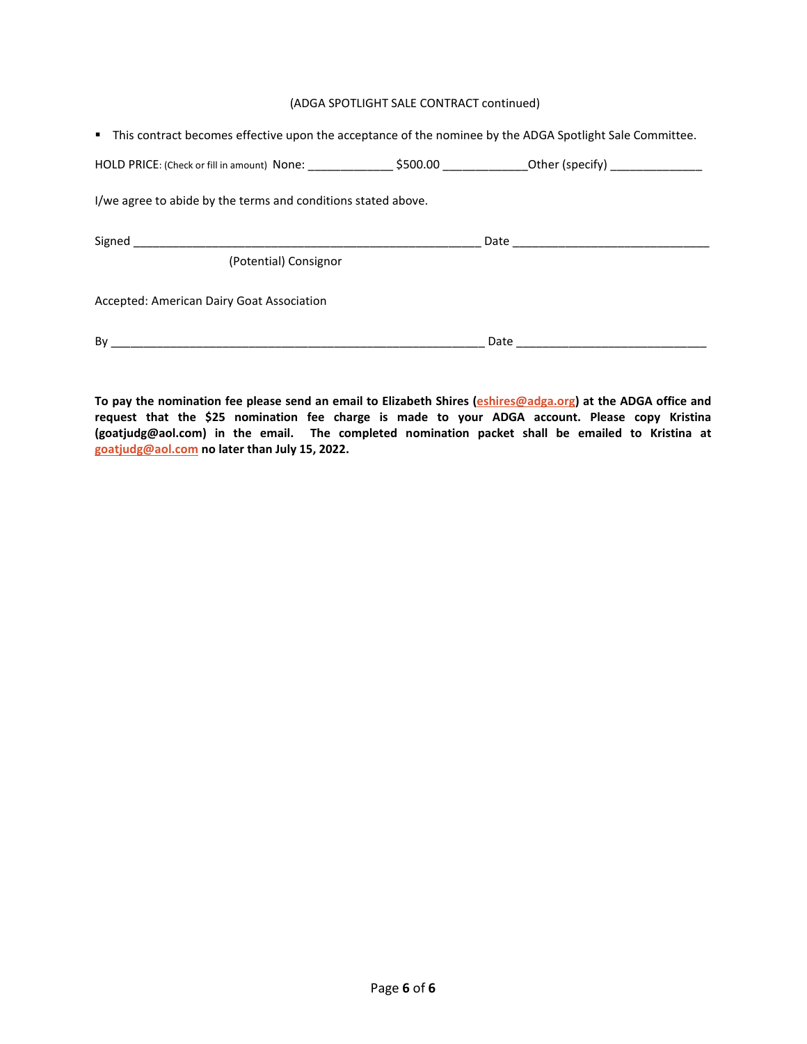(ADGA SPOTLIGHT SALE CONTRACT continued)

- This contract becomes effective upon the acceptance of the nominee by the ADGA Spotlight Sale Committee.

HOLD PRICE: (Check or fill in amount) None: _____________ $500.00 _____________Other (specify) ______________

I/we agree to abide by the terms and conditions stated above.

Signed ______________________________________________________ Date ______________________________

(Potential) Consignor

Accepted: American Dairy Goat Association

By __________________________________________________________ Date _____________________________

**To pay the nomination fee please send an email to Elizabeth Shires (eshires@adga.org) at the ADGA office and request that the $25 nomination fee charge is made to your ADGA account. Please copy Kristina (goatjudg@aol.com) in the email. The completed nomination packet shall be emailed to Kristina at goatjudg@aol.com no later than July 15, 2022.**